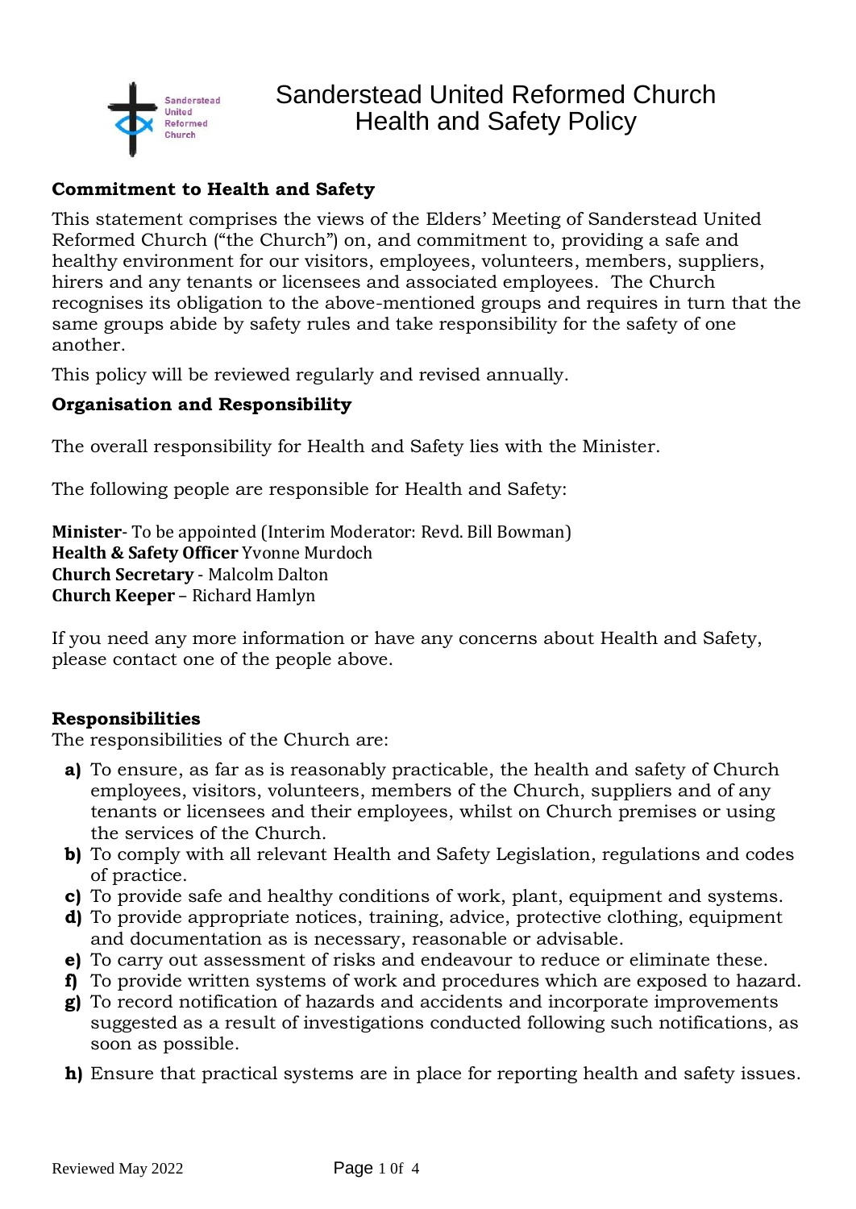# Sanderstead United Reformed Church
# Health and Safety Policy

**Commitment to Health and Safety**

This statement comprises the views of the Elders' Meeting of Sanderstead United Reformed Church ("the Church") on, and commitment to, providing a safe and healthy environment for our visitors, employees, volunteers, members, suppliers, hirers and any tenants or licensees and associated employees. The Church recognises its obligation to the above-mentioned groups and requires in turn that the same groups abide by safety rules and take responsibility for the safety of one another.

This policy will be reviewed regularly and revised annually.

**Organisation and Responsibility**

The overall responsibility for Health and Safety lies with the Minister.

The following people are responsible for Health and Safety:

**Minister**- To be appointed (Interim Moderator: Revd. Bill Bowman)
**Health & Safety Officer** Yvonne Murdoch
**Church Secretary** - Malcolm Dalton
**Church Keeper** – Richard Hamlyn

If you need any more information or have any concerns about Health and Safety, please contact one of the people above.

**Responsibilities**

The responsibilities of the Church are:

- **a)** To ensure, as far as is reasonably practicable, the health and safety of Church employees, visitors, volunteers, members of the Church, suppliers and of any tenants or licensees and their employees, whilst on Church premises or using the services of the Church.
- **b)** To comply with all relevant Health and Safety Legislation, regulations and codes of practice.
- **c)** To provide safe and healthy conditions of work, plant, equipment and systems.
- **d)** To provide appropriate notices, training, advice, protective clothing, equipment and documentation as is necessary, reasonable or advisable.
- **e)** To carry out assessment of risks and endeavour to reduce or eliminate these.
- **f)** To provide written systems of work and procedures which are exposed to hazard.
- **g)** To record notification of hazards and accidents and incorporate improvements suggested as a result of investigations conducted following such notifications, as soon as possible.
- **h)** Ensure that practical systems are in place for reporting health and safety issues.

Reviewed May 2022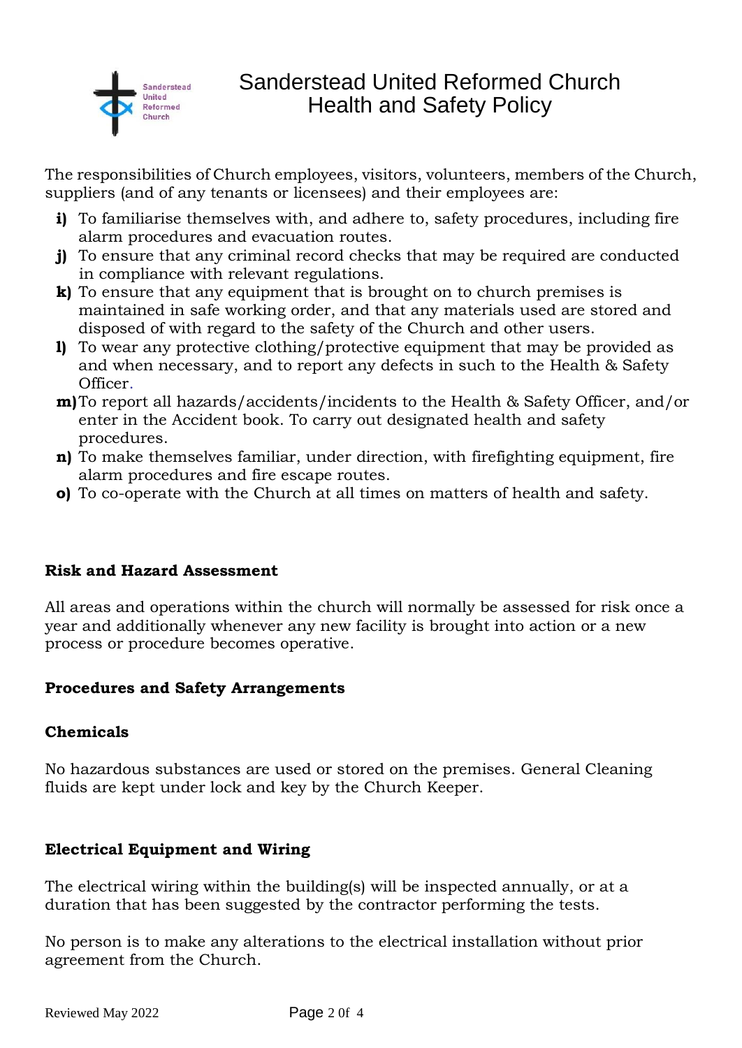# Sanderstead United Reformed Church
# Health and Safety Policy

The responsibilities of Church employees, visitors, volunteers, members of the Church, suppliers (and of any tenants or licensees) and their employees are:

- **i)** To familiarise themselves with, and adhere to, safety procedures, including fire alarm procedures and evacuation routes.
- **j)** To ensure that any criminal record checks that may be required are conducted in compliance with relevant regulations.
- **k)** To ensure that any equipment that is brought on to church premises is maintained in safe working order, and that any materials used are stored and disposed of with regard to the safety of the Church and other users.
- **l)** To wear any protective clothing/protective equipment that may be provided as and when necessary, and to report any defects in such to the Health & Safety Officer.
- **m)** To report all hazards/accidents/incidents to the Health & Safety Officer, and/or enter in the Accident book. To carry out designated health and safety procedures.
- **n)** To make themselves familiar, under direction, with firefighting equipment, fire alarm procedures and fire escape routes.
- **o)** To co-operate with the Church at all times on matters of health and safety.

**Risk and Hazard Assessment**

All areas and operations within the church will normally be assessed for risk once a year and additionally whenever any new facility is brought into action or a new process or procedure becomes operative.

**Procedures and Safety Arrangements**

**Chemicals**

No hazardous substances are used or stored on the premises. General Cleaning fluids are kept under lock and key by the Church Keeper.

**Electrical Equipment and Wiring**

The electrical wiring within the building(s) will be inspected annually, or at a duration that has been suggested by the contractor performing the tests.

No person is to make any alterations to the electrical installation without prior agreement from the Church.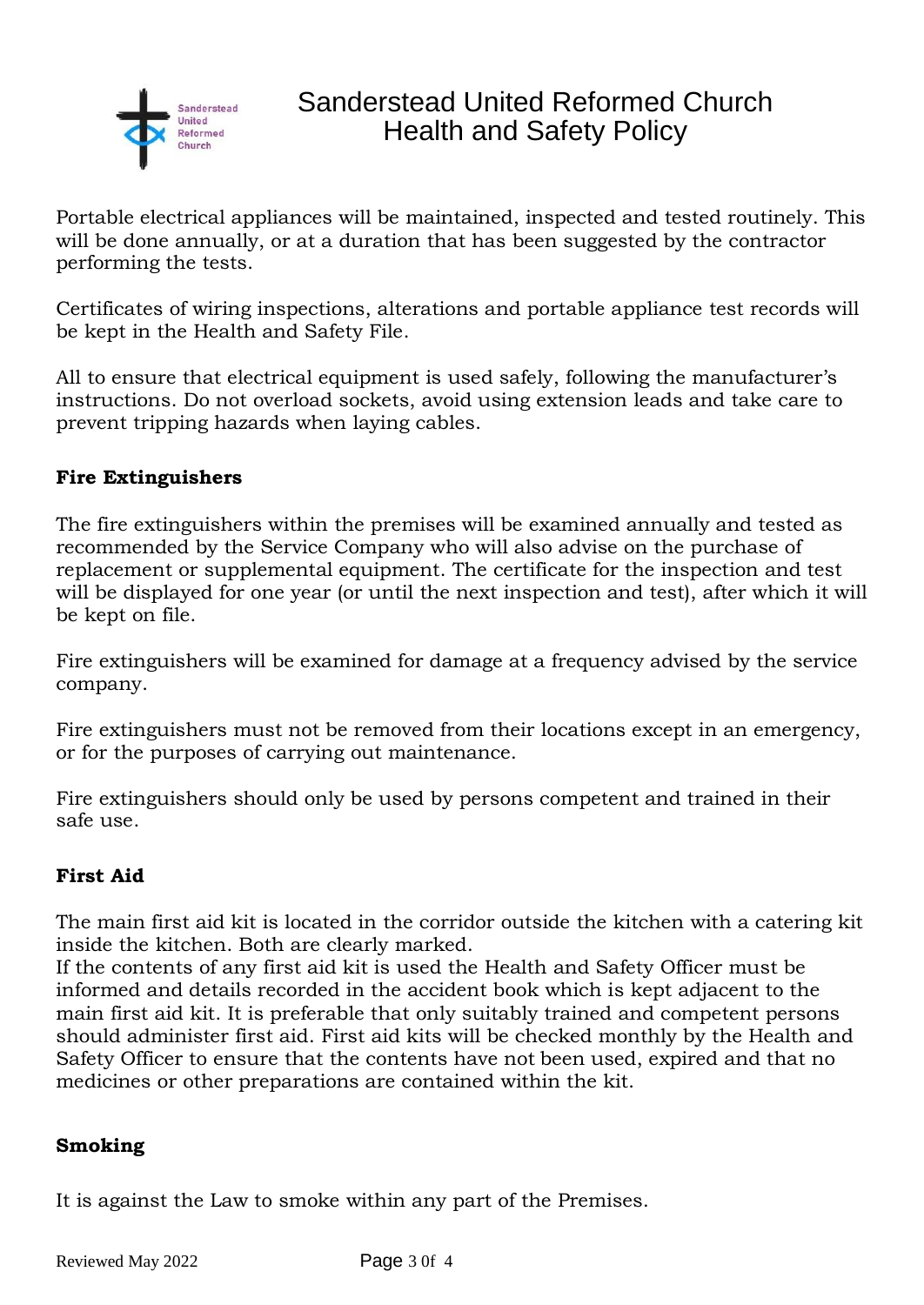Portable electrical appliances will be maintained, inspected and tested routinely. This will be done annually, or at a duration that has been suggested by the contractor performing the tests.

Certificates of wiring inspections, alterations and portable appliance test records will be kept in the Health and Safety File.

All to ensure that electrical equipment is used safely, following the manufacturer's instructions. Do not overload sockets, avoid using extension leads and take care to prevent tripping hazards when laying cables.

**Fire Extinguishers**

The fire extinguishers within the premises will be examined annually and tested as recommended by the Service Company who will also advise on the purchase of replacement or supplemental equipment. The certificate for the inspection and test will be displayed for one year (or until the next inspection and test), after which it will be kept on file.

Fire extinguishers will be examined for damage at a frequency advised by the service company.

Fire extinguishers must not be removed from their locations except in an emergency, or for the purposes of carrying out maintenance.

Fire extinguishers should only be used by persons competent and trained in their safe use.

**First Aid**

The main first aid kit is located in the corridor outside the kitchen with a catering kit inside the kitchen. Both are clearly marked.
If the contents of any first aid kit is used the Health and Safety Officer must be informed and details recorded in the accident book which is kept adjacent to the main first aid kit. It is preferable that only suitably trained and competent persons should administer first aid. First aid kits will be checked monthly by the Health and Safety Officer to ensure that the contents have not been used, expired and that no medicines or other preparations are contained within the kit.

**Smoking**

It is against the Law to smoke within any part of the Premises.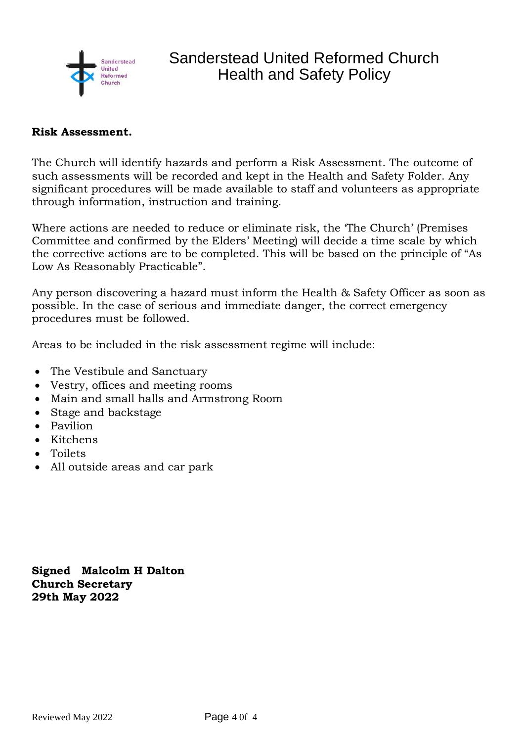**Risk Assessment.**

The Church will identify hazards and perform a Risk Assessment. The outcome of such assessments will be recorded and kept in the Health and Safety Folder. Any significant procedures will be made available to staff and volunteers as appropriate through information, instruction and training.

Where actions are needed to reduce or eliminate risk, the 'The Church' (Premises Committee and confirmed by the Elders' Meeting) will decide a time scale by which the corrective actions are to be completed. This will be based on the principle of "As Low As Reasonably Practicable".

Any person discovering a hazard must inform the Health & Safety Officer as soon as possible. In the case of serious and immediate danger, the correct emergency procedures must be followed.

Areas to be included in the risk assessment regime will include:

- The Vestibule and Sanctuary
- Vestry, offices and meeting rooms
- Main and small halls and Armstrong Room
- Stage and backstage
- Pavilion
- Kitchens
- Toilets
- All outside areas and car park

**Signed Malcolm H Dalton**
**Church Secretary**
**29th May 2022**